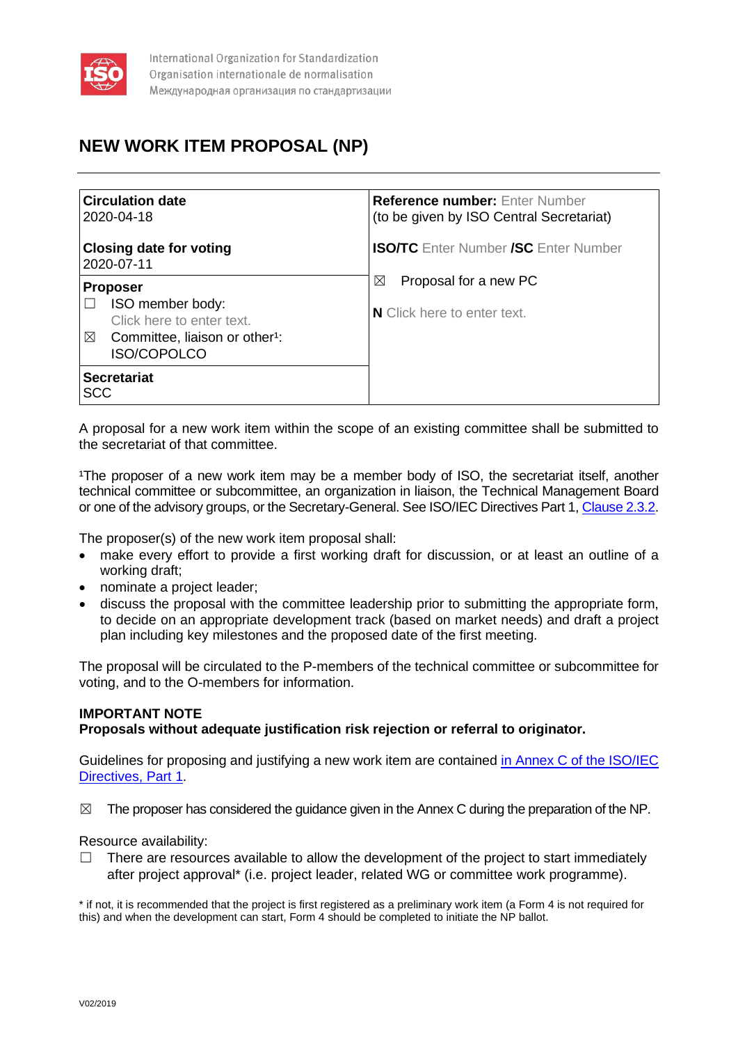International Organization for Standardization
Organisation internationale de normalisation
Международная организация по стандартизации

# NEW WORK ITEM PROPOSAL (NP)

| **Circulation date**<br>2020-04-18<br><br>**Closing date for voting**<br>2020-07-11 | **Reference number:** Enter Number<br>(to be given by ISO Central Secretariat)<br><br>**ISO/TC** Enter Number **/SC** Enter Number |
|---|---|
| **Proposer**<br>☐ ISO member body:<br>Click here to enter text.<br>☒ Committee, liaison or other[1]:<br>ISO/COPOLCO | ☒ Proposal for a new PC<br><br>**N** Click here to enter text. |
| **Secretariat**<br>SCC | |

A proposal for a new work item within the scope of an existing committee shall be submitted to the secretariat of that committee.

[1]The proposer of a new work item may be a member body of ISO, the secretariat itself, another technical committee or subcommittee, an organization in liaison, the Technical Management Board or one of the advisory groups, or the Secretary-General. See ISO/IEC Directives Part 1, Clause 2.3.2.

The proposer(s) of the new work item proposal shall:

- make every effort to provide a first working draft for discussion, or at least an outline of a working draft;
- nominate a project leader;
- discuss the proposal with the committee leadership prior to submitting the appropriate form, to decide on an appropriate development track (based on market needs) and draft a project plan including key milestones and the proposed date of the first meeting.

The proposal will be circulated to the P-members of the technical committee or subcommittee for voting, and to the O-members for information.

**IMPORTANT NOTE**
**Proposals without adequate justification risk rejection or referral to originator.**

Guidelines for proposing and justifying a new work item are contained in Annex C of the ISO/IEC Directives, Part 1.

☒ The proposer has considered the guidance given in the Annex C during the preparation of the NP.

Resource availability:

☐ There are resources available to allow the development of the project to start immediately after project approval* (i.e. project leader, related WG or committee work programme).

* if not, it is recommended that the project is first registered as a preliminary work item (a Form 4 is not required for this) and when the development can start, Form 4 should be completed to initiate the NP ballot.

V02/2019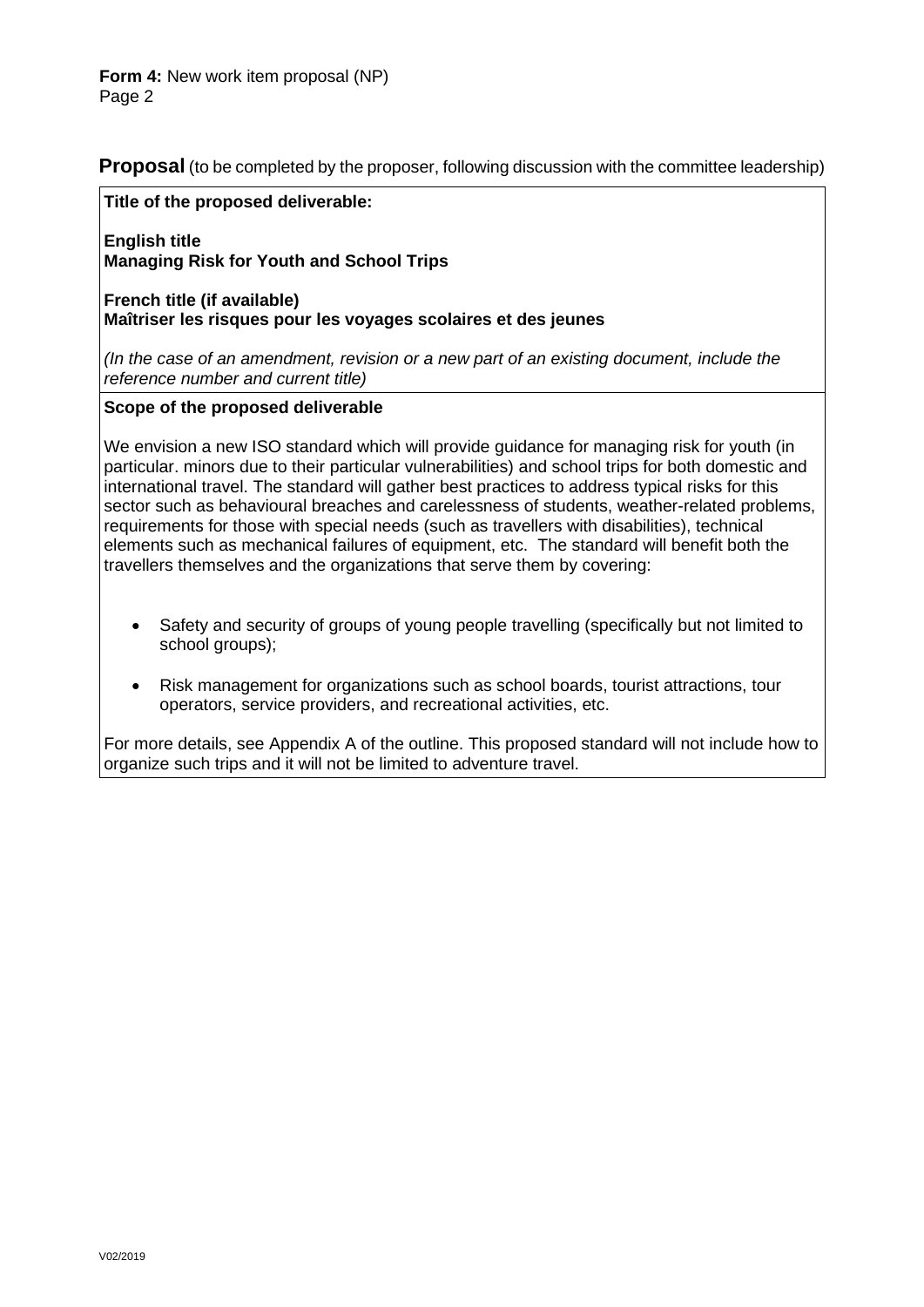**Form 4:** New work item proposal (NP)

## **Proposal** (to be completed by the proposer, following discussion with the committee leadership)

**Title of the proposed deliverable:**

**English title**
**Managing Risk for Youth and School Trips**

**French title (if available)**
**Maîtriser les risques pour les voyages scolaires et des jeunes**

*(In the case of an amendment, revision or a new part of an existing document, include the reference number and current title)*

**Scope of the proposed deliverable**

We envision a new ISO standard which will provide guidance for managing risk for youth (in particular. minors due to their particular vulnerabilities) and school trips for both domestic and international travel. The standard will gather best practices to address typical risks for this sector such as behavioural breaches and carelessness of students, weather-related problems, requirements for those with special needs (such as travellers with disabilities), technical elements such as mechanical failures of equipment, etc. The standard will benefit both the travellers themselves and the organizations that serve them by covering:

- Safety and security of groups of young people travelling (specifically but not limited to school groups);
- Risk management for organizations such as school boards, tourist attractions, tour operators, service providers, and recreational activities, etc.

For more details, see Appendix A of the outline. This proposed standard will not include how to organize such trips and it will not be limited to adventure travel.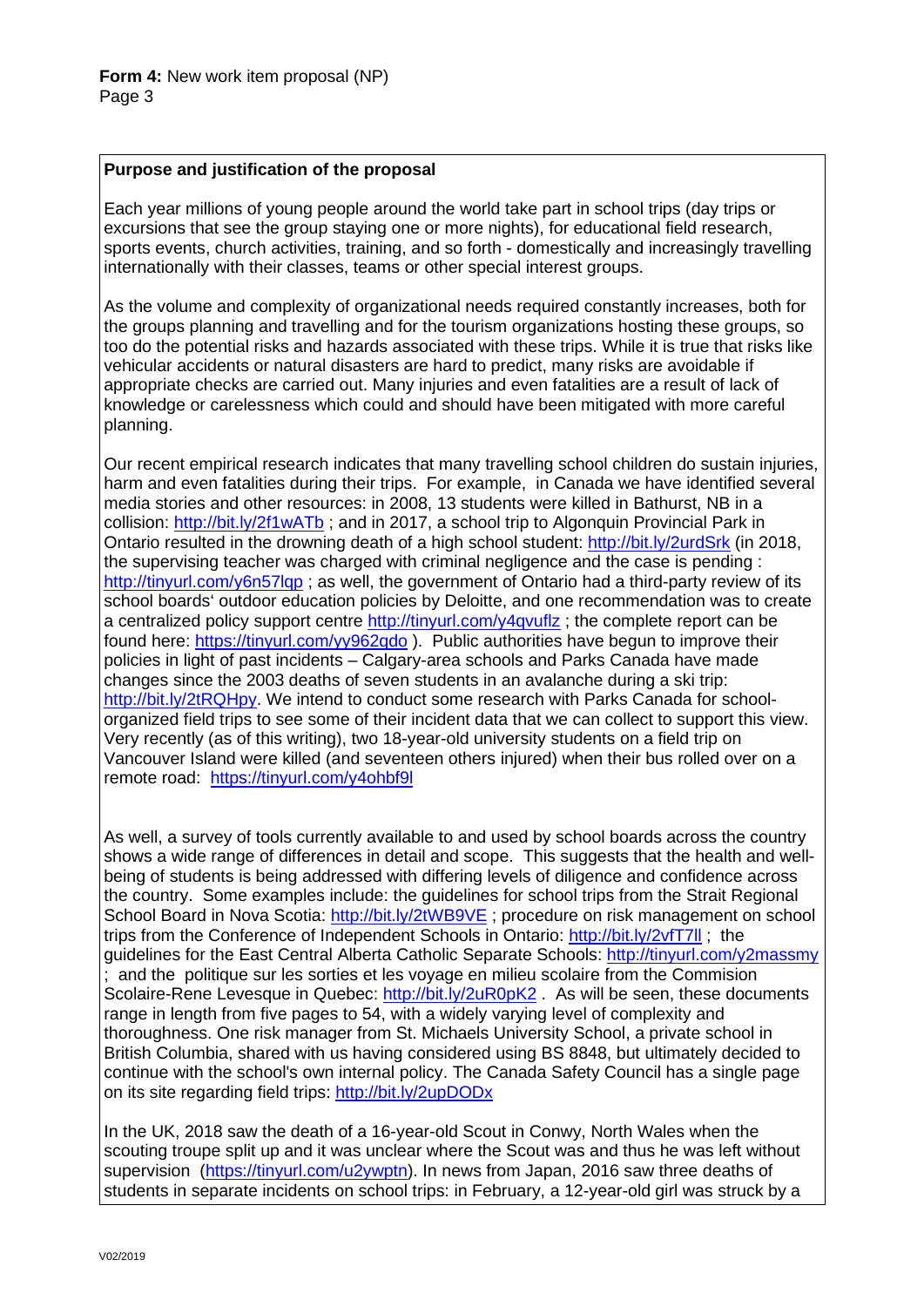**Purpose and justification of the proposal**

Each year millions of young people around the world take part in school trips (day trips or excursions that see the group staying one or more nights), for educational field research, sports events, church activities, training, and so forth - domestically and increasingly travelling internationally with their classes, teams or other special interest groups.

As the volume and complexity of organizational needs required constantly increases, both for the groups planning and travelling and for the tourism organizations hosting these groups, so too do the potential risks and hazards associated with these trips. While it is true that risks like vehicular accidents or natural disasters are hard to predict, many risks are avoidable if appropriate checks are carried out. Many injuries and even fatalities are a result of lack of knowledge or carelessness which could and should have been mitigated with more careful planning.

Our recent empirical research indicates that many travelling school children do sustain injuries, harm and even fatalities during their trips. For example, in Canada we have identified several media stories and other resources: in 2008, 13 students were killed in Bathurst, NB in a collision: http://bit.ly/2f1wATb ; and in 2017, a school trip to Algonquin Provincial Park in Ontario resulted in the drowning death of a high school student: http://bit.ly/2urdSrk (in 2018, the supervising teacher was charged with criminal negligence and the case is pending : http://tinyurl.com/y6n57lqp ; as well, the government of Ontario had a third-party review of its school boards' outdoor education policies by Deloitte, and one recommendation was to create a centralized policy support centre http://tinyurl.com/y4qvuflz ; the complete report can be found here: https://tinyurl.com/yy962qdo ). Public authorities have begun to improve their policies in light of past incidents – Calgary-area schools and Parks Canada have made changes since the 2003 deaths of seven students in an avalanche during a ski trip: http://bit.ly/2tRQHpy. We intend to conduct some research with Parks Canada for school-organized field trips to see some of their incident data that we can collect to support this view. Very recently (as of this writing), two 18-year-old university students on a field trip on Vancouver Island were killed (and seventeen others injured) when their bus rolled over on a remote road: https://tinyurl.com/y4ohbf9l

As well, a survey of tools currently available to and used by school boards across the country shows a wide range of differences in detail and scope. This suggests that the health and well-being of students is being addressed with differing levels of diligence and confidence across the country. Some examples include: the guidelines for school trips from the Strait Regional School Board in Nova Scotia: http://bit.ly/2tWB9VE ; procedure on risk management on school trips from the Conference of Independent Schools in Ontario: http://bit.ly/2vfT7ll ; the guidelines for the East Central Alberta Catholic Separate Schools: http://tinyurl.com/y2massmy ; and the politique sur les sorties et les voyage en milieu scolaire from the Commision Scolaire-Rene Levesque in Quebec: http://bit.ly/2uR0pK2 . As will be seen, these documents range in length from five pages to 54, with a widely varying level of complexity and thoroughness. One risk manager from St. Michaels University School, a private school in British Columbia, shared with us having considered using BS 8848, but ultimately decided to continue with the school's own internal policy. The Canada Safety Council has a single page on its site regarding field trips: http://bit.ly/2upDODx

In the UK, 2018 saw the death of a 16-year-old Scout in Conwy, North Wales when the scouting troupe split up and it was unclear where the Scout was and thus he was left without supervision (https://tinyurl.com/u2ywptn). In news from Japan, 2016 saw three deaths of students in separate incidents on school trips: in February, a 12-year-old girl was struck by a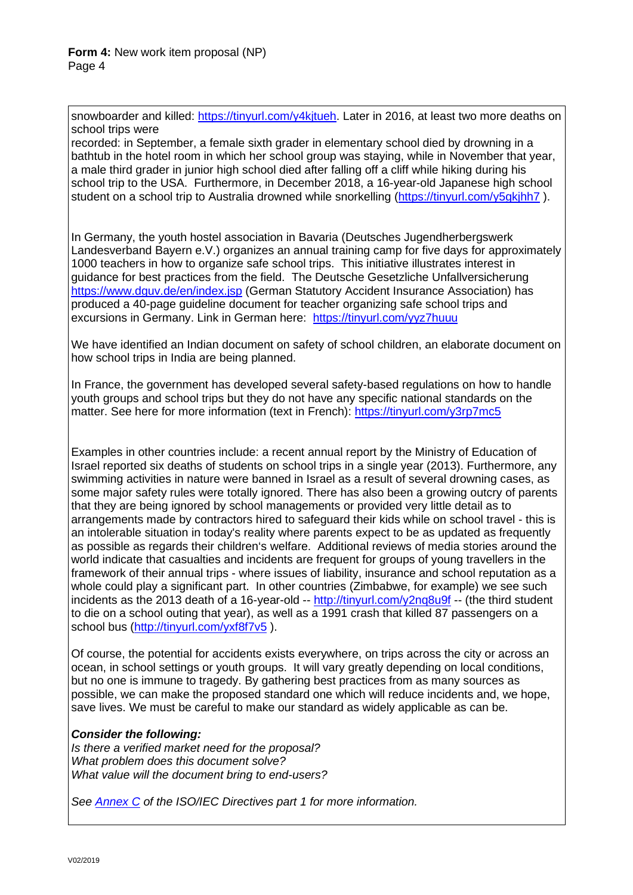snowboarder and killed: https://tinyurl.com/y4kjtueh. Later in 2016, at least two more deaths on school trips were
recorded: in September, a female sixth grader in elementary school died by drowning in a bathtub in the hotel room in which her school group was staying, while in November that year, a male third grader in junior high school died after falling off a cliff while hiking during his school trip to the USA. Furthermore, in December 2018, a 16-year-old Japanese high school student on a school trip to Australia drowned while snorkelling (https://tinyurl.com/y5gkjhh7 ).

In Germany, the youth hostel association in Bavaria (Deutsches Jugendherbergswerk Landesverband Bayern e.V.) organizes an annual training camp for five days for approximately 1000 teachers in how to organize safe school trips. This initiative illustrates interest in guidance for best practices from the field. The Deutsche Gesetzliche Unfallversicherung https://www.dguv.de/en/index.jsp (German Statutory Accident Insurance Association) has produced a 40-page guideline document for teacher organizing safe school trips and excursions in Germany. Link in German here: https://tinyurl.com/yyz7huuu

We have identified an Indian document on safety of school children, an elaborate document on how school trips in India are being planned.

In France, the government has developed several safety-based regulations on how to handle youth groups and school trips but they do not have any specific national standards on the matter. See here for more information (text in French): https://tinyurl.com/y3rp7mc5

Examples in other countries include: a recent annual report by the Ministry of Education of Israel reported six deaths of students on school trips in a single year (2013). Furthermore, any swimming activities in nature were banned in Israel as a result of several drowning cases, as some major safety rules were totally ignored. There has also been a growing outcry of parents that they are being ignored by school managements or provided very little detail as to arrangements made by contractors hired to safeguard their kids while on school travel - this is an intolerable situation in today's reality where parents expect to be as updated as frequently as possible as regards their children's welfare. Additional reviews of media stories around the world indicate that casualties and incidents are frequent for groups of young travellers in the framework of their annual trips - where issues of liability, insurance and school reputation as a whole could play a significant part. In other countries (Zimbabwe, for example) we see such incidents as the 2013 death of a 16-year-old -- http://tinyurl.com/y2nq8u9f -- (the third student to die on a school outing that year), as well as a 1991 crash that killed 87 passengers on a school bus (http://tinyurl.com/yxf8f7v5 ).

Of course, the potential for accidents exists everywhere, on trips across the city or across an ocean, in school settings or youth groups. It will vary greatly depending on local conditions, but no one is immune to tragedy. By gathering best practices from as many sources as possible, we can make the proposed standard one which will reduce incidents and, we hope, save lives. We must be careful to make our standard as widely applicable as can be.

***Consider the following:***
*Is there a verified market need for the proposal?*
*What problem does this document solve?*
*What value will the document bring to end-users?*

*See Annex C of the ISO/IEC Directives part 1 for more information.*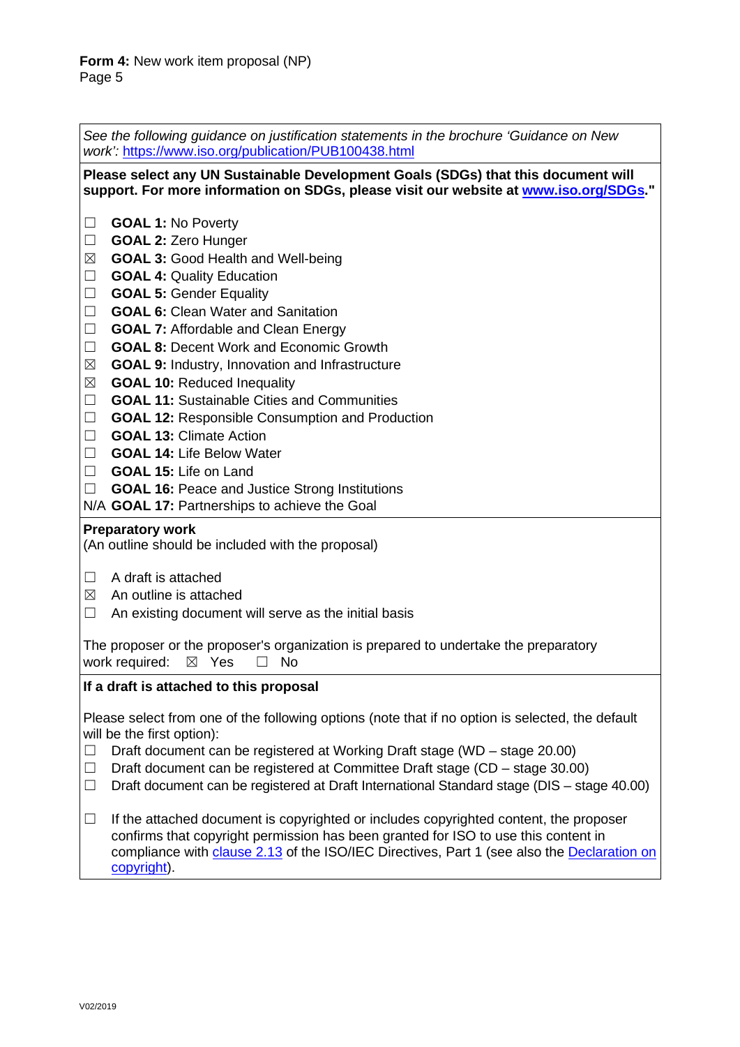*See the following guidance on justification statements in the brochure 'Guidance on New work':* https://www.iso.org/publication/PUB100438.html

**Please select any UN Sustainable Development Goals (SDGs) that this document will support. For more information on SDGs, please visit our website at www.iso.org/SDGs."**

☐ **GOAL 1:** No Poverty
☐ **GOAL 2:** Zero Hunger
☒ **GOAL 3:** Good Health and Well-being
☐ **GOAL 4:** Quality Education
☐ **GOAL 5:** Gender Equality
☐ **GOAL 6:** Clean Water and Sanitation
☐ **GOAL 7:** Affordable and Clean Energy
☐ **GOAL 8:** Decent Work and Economic Growth
☒ **GOAL 9:** Industry, Innovation and Infrastructure
☒ **GOAL 10:** Reduced Inequality
☐ **GOAL 11:** Sustainable Cities and Communities
☐ **GOAL 12:** Responsible Consumption and Production
☐ **GOAL 13:** Climate Action
☐ **GOAL 14:** Life Below Water
☐ **GOAL 15:** Life on Land
☐ **GOAL 16:** Peace and Justice Strong Institutions
N/A **GOAL 17:** Partnerships to achieve the Goal

**Preparatory work**
(An outline should be included with the proposal)

☐ A draft is attached
☒ An outline is attached
☐ An existing document will serve as the initial basis

The proposer or the proposer's organization is prepared to undertake the preparatory work required: ☒ Yes ☐ No

**If a draft is attached to this proposal**

Please select from one of the following options (note that if no option is selected, the default will be the first option):

☐ Draft document can be registered at Working Draft stage (WD – stage 20.00)
☐ Draft document can be registered at Committee Draft stage (CD – stage 30.00)
☐ Draft document can be registered at Draft International Standard stage (DIS – stage 40.00)

☐ If the attached document is copyrighted or includes copyrighted content, the proposer confirms that copyright permission has been granted for ISO to use this content in compliance with clause 2.13 of the ISO/IEC Directives, Part 1 (see also the Declaration on copyright).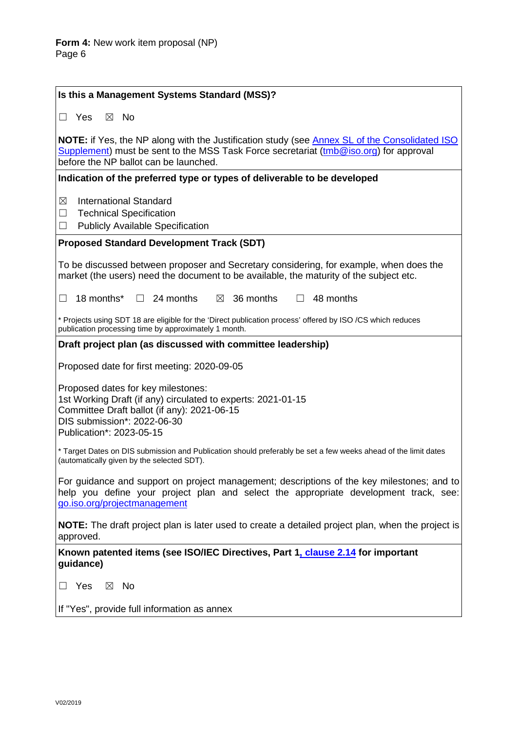**Form 4:** New work item proposal (NP)
Page 6

**Is this a Management Systems Standard (MSS)?**

☐ Yes ☒ No

**NOTE:** if Yes, the NP along with the Justification study (see Annex SL of the Consolidated ISO Supplement) must be sent to the MSS Task Force secretariat (tmb@iso.org) for approval before the NP ballot can be launched.

**Indication of the preferred type or types of deliverable to be developed**

☒ International Standard
☐ Technical Specification
☐ Publicly Available Specification

**Proposed Standard Development Track (SDT)**

To be discussed between proposer and Secretary considering, for example, when does the market (the users) need the document to be available, the maturity of the subject etc.

☐ 18 months* ☐ 24 months ☒ 36 months ☐ 48 months

* Projects using SDT 18 are eligible for the 'Direct publication process' offered by ISO /CS which reduces publication processing time by approximately 1 month.

**Draft project plan (as discussed with committee leadership)**

Proposed date for first meeting: 2020-09-05

Proposed dates for key milestones:
1st Working Draft (if any) circulated to experts: 2021-01-15
Committee Draft ballot (if any): 2021-06-15
DIS submission*: 2022-06-30
Publication*: 2023-05-15

* Target Dates on DIS submission and Publication should preferably be set a few weeks ahead of the limit dates (automatically given by the selected SDT).

For guidance and support on project management; descriptions of the key milestones; and to help you define your project plan and select the appropriate development track, see: go.iso.org/projectmanagement

**NOTE:** The draft project plan is later used to create a detailed project plan, when the project is approved.

**Known patented items (see ISO/IEC Directives, Part 1, clause 2.14 for important guidance)**

☐ Yes ☒ No

If "Yes", provide full information as annex

V02/2019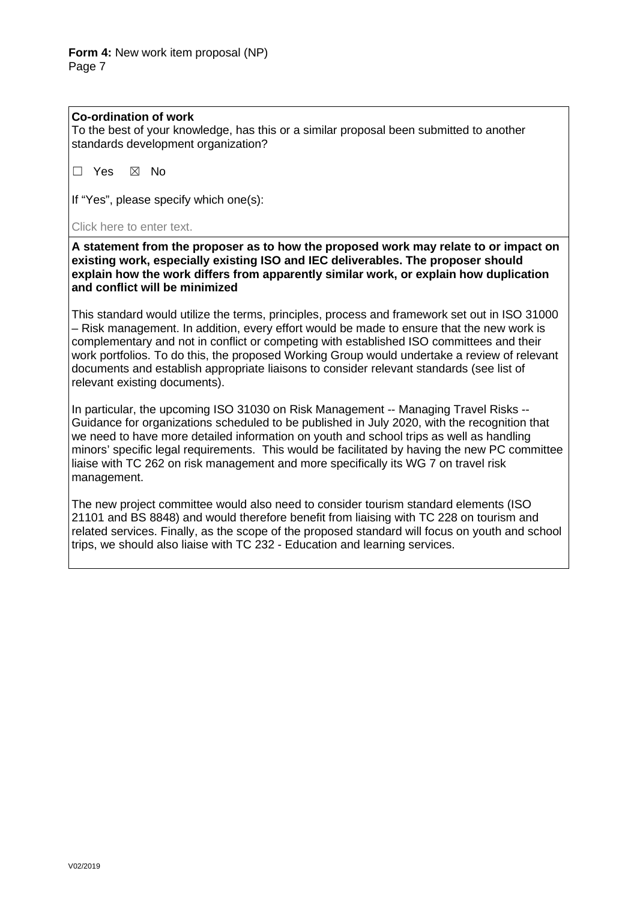**Co-ordination of work**

To the best of your knowledge, has this or a similar proposal been submitted to another standards development organization?

☐ Yes ☒ No

If "Yes", please specify which one(s):

Click here to enter text.

**A statement from the proposer as to how the proposed work may relate to or impact on existing work, especially existing ISO and IEC deliverables. The proposer should explain how the work differs from apparently similar work, or explain how duplication and conflict will be minimized**

This standard would utilize the terms, principles, process and framework set out in ISO 31000 – Risk management. In addition, every effort would be made to ensure that the new work is complementary and not in conflict or competing with established ISO committees and their work portfolios. To do this, the proposed Working Group would undertake a review of relevant documents and establish appropriate liaisons to consider relevant standards (see list of relevant existing documents).

In particular, the upcoming ISO 31030 on Risk Management -- Managing Travel Risks -- Guidance for organizations scheduled to be published in July 2020, with the recognition that we need to have more detailed information on youth and school trips as well as handling minors' specific legal requirements. This would be facilitated by having the new PC committee liaise with TC 262 on risk management and more specifically its WG 7 on travel risk management.

The new project committee would also need to consider tourism standard elements (ISO 21101 and BS 8848) and would therefore benefit from liaising with TC 228 on tourism and related services. Finally, as the scope of the proposed standard will focus on youth and school trips, we should also liaise with TC 232 - Education and learning services.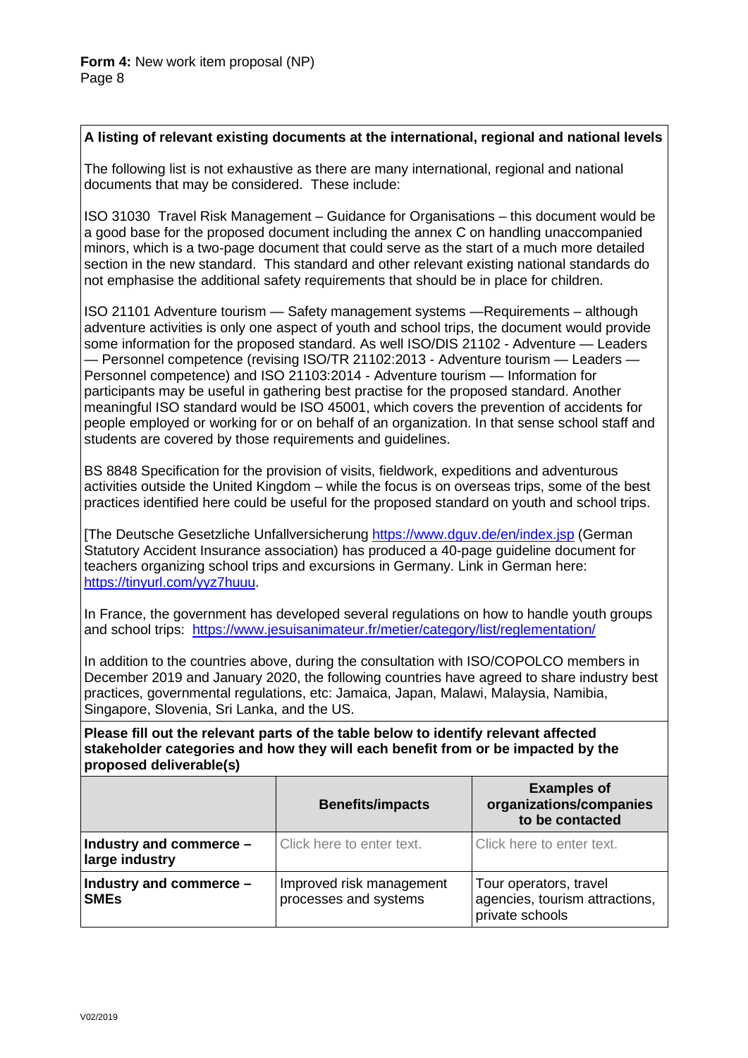**Form 4:** New work item proposal (NP)

**A listing of relevant existing documents at the international, regional and national levels**

The following list is not exhaustive as there are many international, regional and national documents that may be considered. These include:

ISO 31030 Travel Risk Management – Guidance for Organisations – this document would be a good base for the proposed document including the annex C on handling unaccompanied minors, which is a two-page document that could serve as the start of a much more detailed section in the new standard. This standard and other relevant existing national standards do not emphasise the additional safety requirements that should be in place for children.

ISO 21101 Adventure tourism — Safety management systems —Requirements – although adventure activities is only one aspect of youth and school trips, the document would provide some information for the proposed standard. As well ISO/DIS 21102 - Adventure — Leaders — Personnel competence (revising ISO/TR 21102:2013 - Adventure tourism — Leaders — Personnel competence) and ISO 21103:2014 - Adventure tourism — Information for participants may be useful in gathering best practise for the proposed standard. Another meaningful ISO standard would be ISO 45001, which covers the prevention of accidents for people employed or working for or on behalf of an organization. In that sense school staff and students are covered by those requirements and guidelines.

BS 8848 Specification for the provision of visits, fieldwork, expeditions and adventurous activities outside the United Kingdom – while the focus is on overseas trips, some of the best practices identified here could be useful for the proposed standard on youth and school trips.

[The Deutsche Gesetzliche Unfallversicherung https://www.dguv.de/en/index.jsp (German Statutory Accident Insurance association) has produced a 40-page guideline document for teachers organizing school trips and excursions in Germany. Link in German here: https://tinyurl.com/yyz7huuu.

In France, the government has developed several regulations on how to handle youth groups and school trips: https://www.jesuisanimateur.fr/metier/category/list/reglementation/

In addition to the countries above, during the consultation with ISO/COPOLCO members in December 2019 and January 2020, the following countries have agreed to share industry best practices, governmental regulations, etc: Jamaica, Japan, Malawi, Malaysia, Namibia, Singapore, Slovenia, Sri Lanka, and the US.

**Please fill out the relevant parts of the table below to identify relevant affected stakeholder categories and how they will each benefit from or be impacted by the proposed deliverable(s)**

| | **Benefits/impacts** | **Examples of organizations/companies to be contacted** |
|---|---|---|
| **Industry and commerce – large industry** | Click here to enter text. | Click here to enter text. |
| **Industry and commerce – SMEs** | Improved risk management processes and systems | Tour operators, travel agencies, tourism attractions, private schools |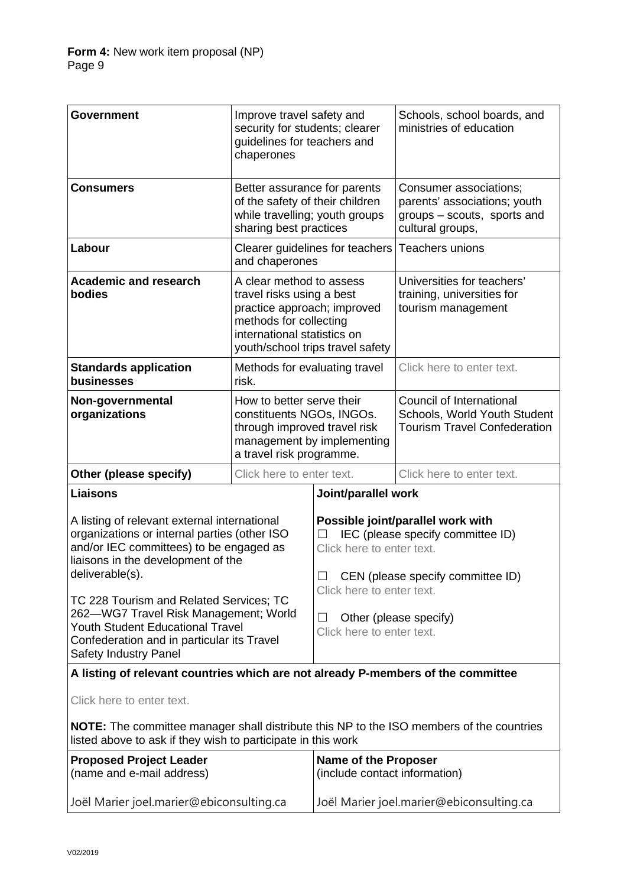| | | |
|---|---|---|
| **Government** | Improve travel safety and security for students; clearer guidelines for teachers and chaperones | Schools, school boards, and ministries of education |
| **Consumers** | Better assurance for parents of the safety of their children while travelling; youth groups sharing best practices | Consumer associations; parents' associations; youth groups – scouts, sports and cultural groups, |
| **Labour** | Clearer guidelines for teachers and chaperones | Teachers unions |
| **Academic and research bodies** | A clear method to assess travel risks using a best practice approach; improved methods for collecting international statistics on youth/school trips travel safety | Universities for teachers' training, universities for tourism management |
| **Standards application businesses** | Methods for evaluating travel risk. | Click here to enter text. |
| **Non-governmental organizations** | How to better serve their constituents NGOs, INGOs. through improved travel risk management by implementing a travel risk programme. | Council of International Schools, World Youth Student Tourism Travel Confederation |
| **Other (please specify)** | Click here to enter text. | Click here to enter text. |

| **Liaisons** | **Joint/parallel work** |
|---|---|
| A listing of relevant external international organizations or internal parties (other ISO and/or IEC committees) to be engaged as liaisons in the development of the deliverable(s).<br><br>TC 228 Tourism and Related Services; TC 262—WG7 Travel Risk Management; World Youth Student Educational Travel Confederation and in particular its Travel Safety Industry Panel | **Possible joint/parallel work with**<br>☐ IEC (please specify committee ID)<br>Click here to enter text.<br><br>☐ CEN (please specify committee ID)<br>Click here to enter text.<br><br>☐ Other (please specify)<br>Click here to enter text. |

**A listing of relevant countries which are not already P-members of the committee**

Click here to enter text.

**NOTE:** The committee manager shall distribute this NP to the ISO members of the countries listed above to ask if they wish to participate in this work

| **Proposed Project Leader** (name and e-mail address) | **Name of the Proposer** (include contact information) |
|---|---|
| Joël Marier joel.marier@ebiconsulting.ca | Joël Marier joel.marier@ebiconsulting.ca |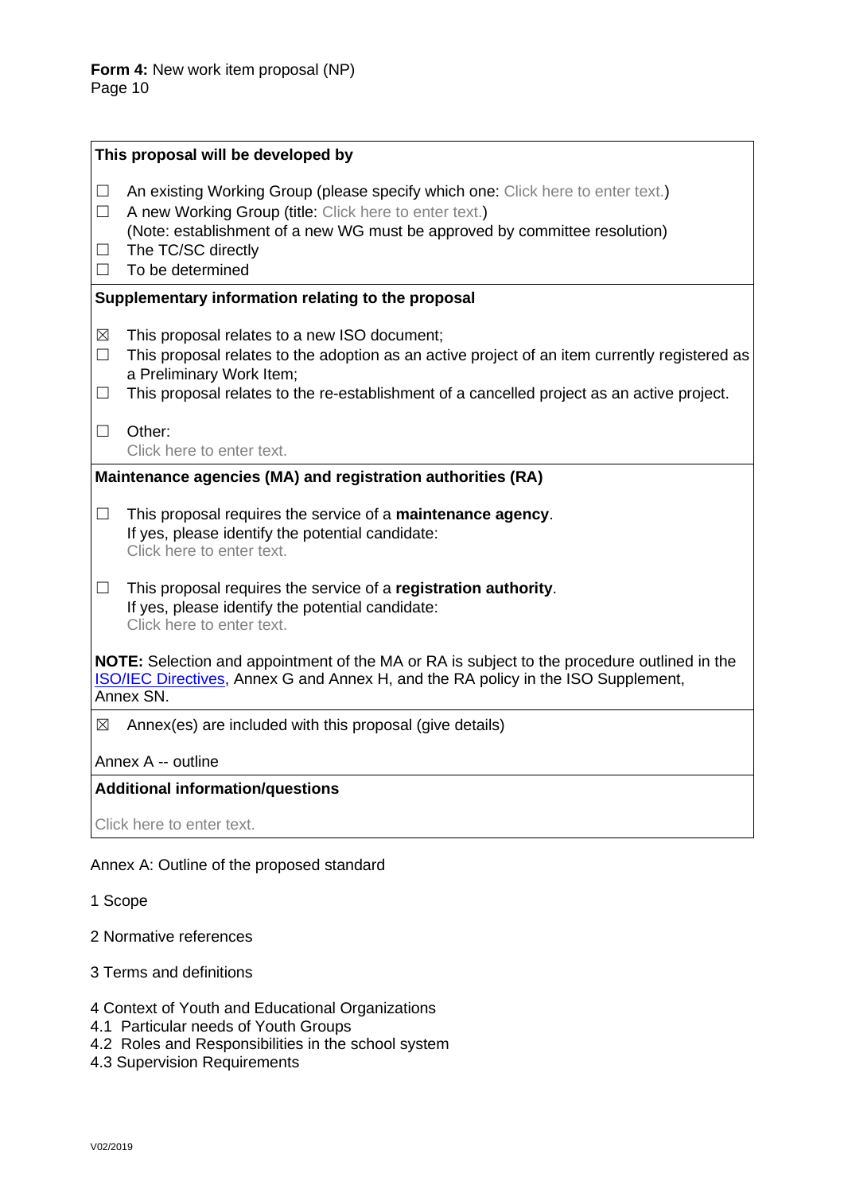**Form 4:** New work item proposal (NP)

**This proposal will be developed by**

☐ An existing Working Group (please specify which one: Click here to enter text.)
☐ A new Working Group (title: Click here to enter text.)
(Note: establishment of a new WG must be approved by committee resolution)
☐ The TC/SC directly
☐ To be determined

**Supplementary information relating to the proposal**

☒ This proposal relates to a new ISO document;
☐ This proposal relates to the adoption as an active project of an item currently registered as a Preliminary Work Item;
☐ This proposal relates to the re-establishment of a cancelled project as an active project.

☐ Other:
Click here to enter text.

**Maintenance agencies (MA) and registration authorities (RA)**

☐ This proposal requires the service of a **maintenance agency**.
If yes, please identify the potential candidate:
Click here to enter text.

☐ This proposal requires the service of a **registration authority**.
If yes, please identify the potential candidate:
Click here to enter text.

**NOTE:** Selection and appointment of the MA or RA is subject to the procedure outlined in the ISO/IEC Directives, Annex G and Annex H, and the RA policy in the ISO Supplement, Annex SN.

☒ Annex(es) are included with this proposal (give details)

Annex A -- outline

**Additional information/questions**

Click here to enter text.

Annex A: Outline of the proposed standard

1 Scope

2 Normative references

3 Terms and definitions

4 Context of Youth and Educational Organizations
4.1 Particular needs of Youth Groups
4.2 Roles and Responsibilities in the school system
4.3 Supervision Requirements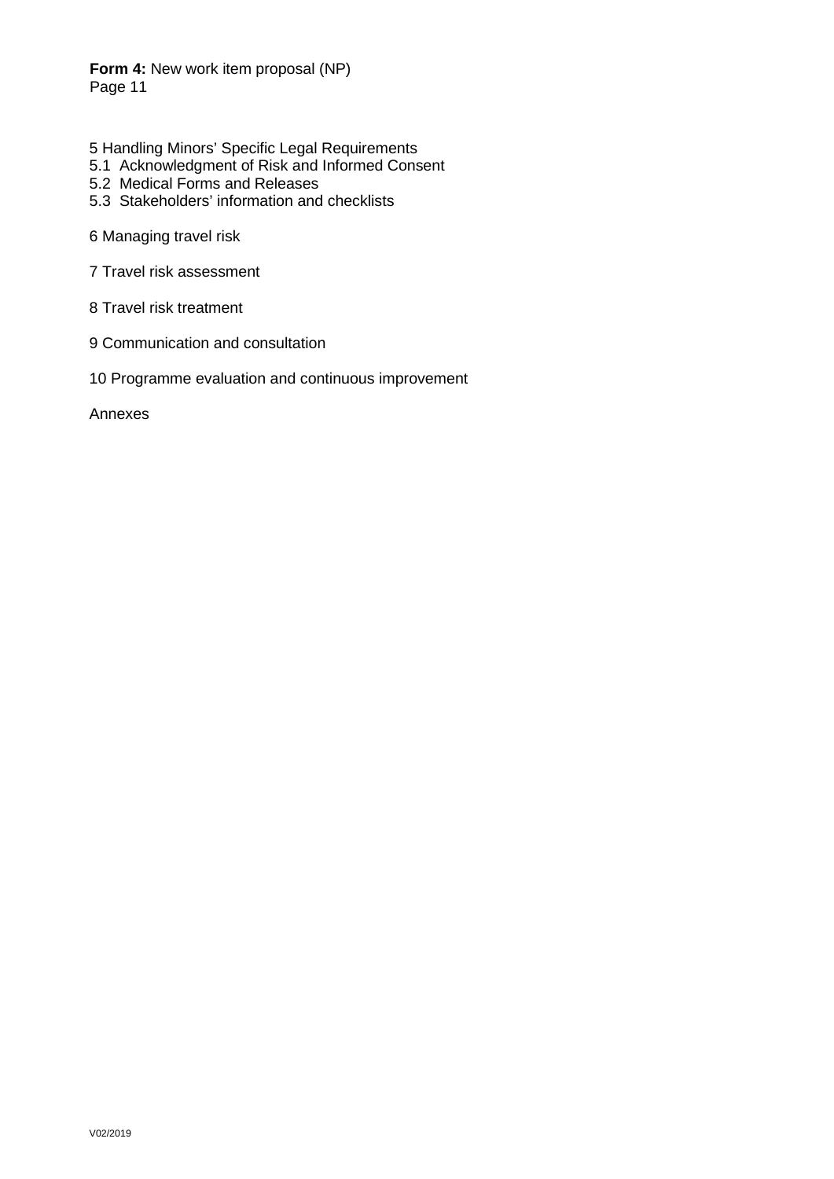5 Handling Minors' Specific Legal Requirements
5.1 Acknowledgment of Risk and Informed Consent
5.2 Medical Forms and Releases
5.3 Stakeholders' information and checklists

6 Managing travel risk

7 Travel risk assessment

8 Travel risk treatment

9 Communication and consultation

10 Programme evaluation and continuous improvement

Annexes